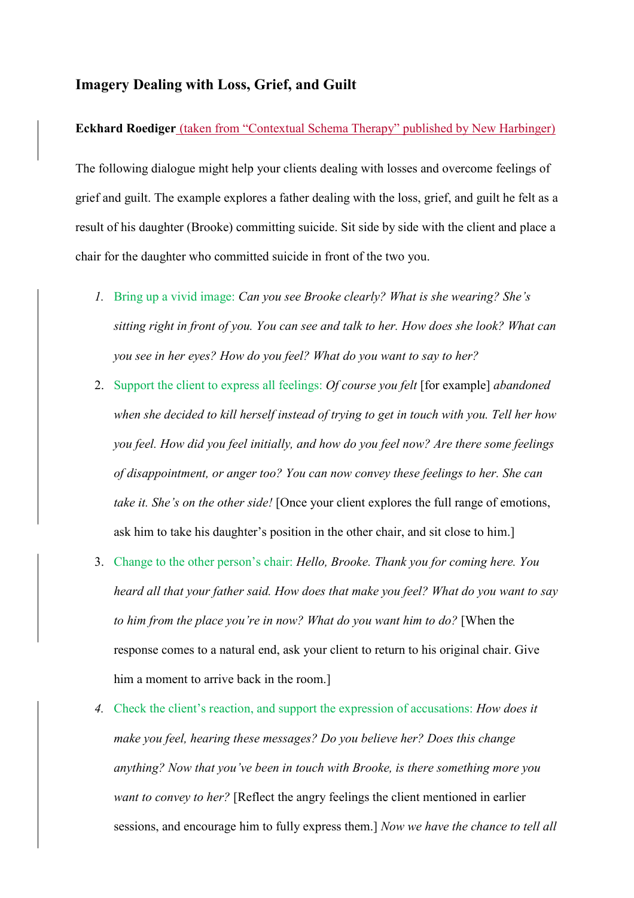## Imagery Dealing with Loss, Grief, and Guilt

**Eckhard Roediger** (taken from "Contextual Schema Therapy" published by New Harbinger)

The following dialogue might help your clients dealing with losses and overcome feelings of grief and guilt. The example explores a father dealing with the loss, grief, and guilt he felt as a result of his daughter (Brooke) committing suicide. Sit side by side with the client and place a chair for the daughter who committed suicide in front of the two you.

1. Bring up a vivid image: *Can you see Brooke clearly? What is she wearing? She's sitting right in front of you. You can see and talk to her. How does she look? What can you see in her eyes? How do you feel? What do you want to say to her?*
2. Support the client to express all feelings: *Of course you felt* [for example] *abandoned when she decided to kill herself instead of trying to get in touch with you. Tell her how you feel. How did you feel initially, and how do you feel now? Are there some feelings of disappointment, or anger too? You can now convey these feelings to her. She can take it. She's on the other side!* [Once your client explores the full range of emotions, ask him to take his daughter's position in the other chair, and sit close to him.]
3. Change to the other person's chair: *Hello, Brooke. Thank you for coming here. You heard all that your father said. How does that make you feel? What do you want to say to him from the place you're in now? What do you want him to do?* [When the response comes to a natural end, ask your client to return to his original chair. Give him a moment to arrive back in the room.]
4. Check the client's reaction, and support the expression of accusations: *How does it make you feel, hearing these messages? Do you believe her? Does this change anything? Now that you've been in touch with Brooke, is there something more you want to convey to her?* [Reflect the angry feelings the client mentioned in earlier sessions, and encourage him to fully express them.] *Now we have the chance to tell all*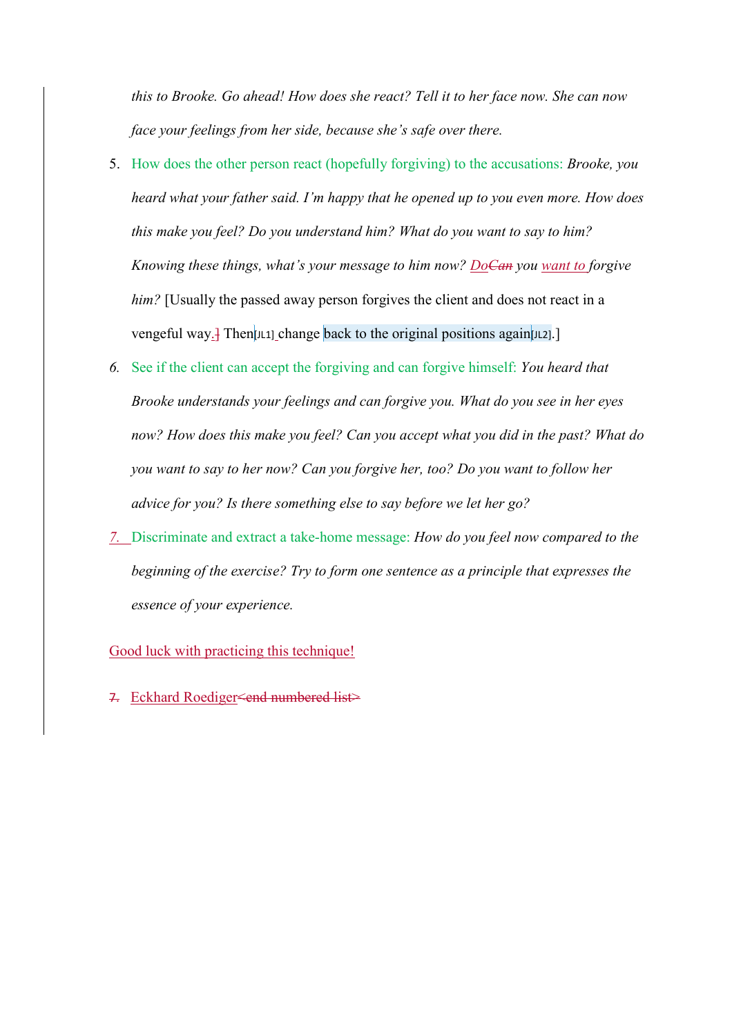*this to Brooke. Go ahead! How does she react? Tell it to her face now. She can now face your feelings from her side, because she's safe over there.*

5. How does the other person react (hopefully forgiving) to the accusations: *Brooke, you heard what your father said. I'm happy that he opened up to you even more. How does this make you feel? Do you understand him? What do you want to say to him? Knowing these things, what's your message to him now? DoCan you want to forgive him?* [Usually the passed away person forgives the client and does not react in a vengeful way.] Then[JL1] change back to the original positions again[JL2].]

6. See if the client can accept the forgiving and can forgive himself: *You heard that Brooke understands your feelings and can forgive you. What do you see in her eyes now? How does this make you feel? Can you accept what you did in the past? What do you want to say to her now? Can you forgive her, too? Do you want to follow her advice for you? Is there something else to say before we let her go?*

7. Discriminate and extract a take-home message: *How do you feel now compared to the beginning of the exercise? Try to form one sentence as a principle that expresses the essence of your experience.*

Good luck with practicing this technique!

7. Eckhard Roediger<end numbered list>